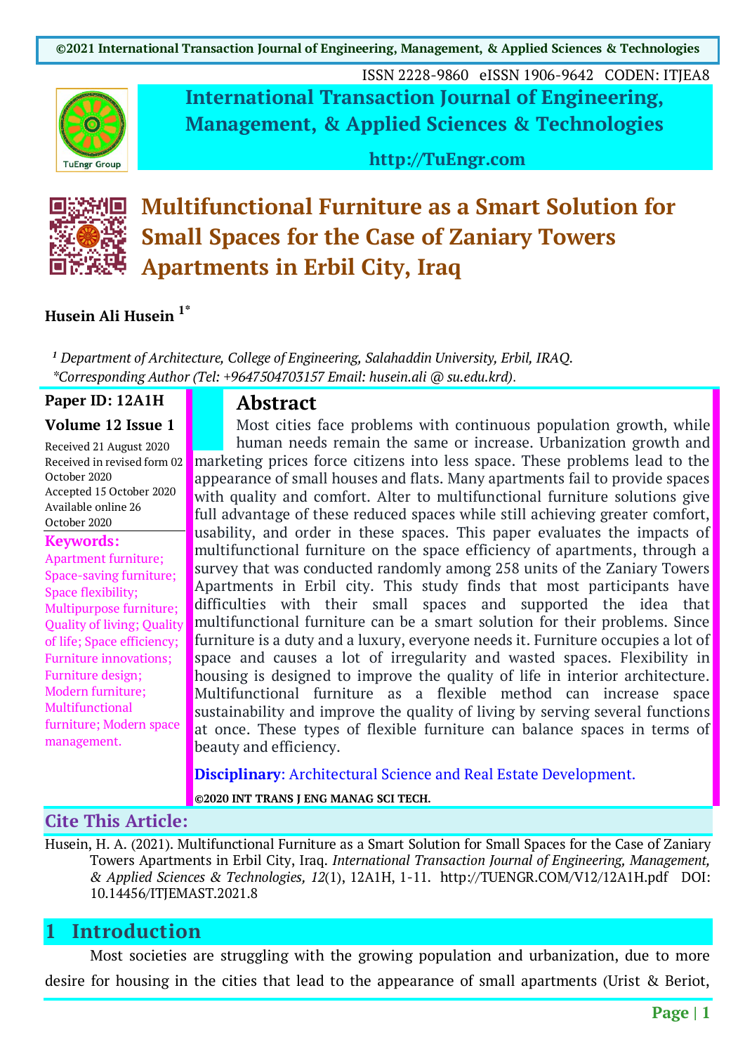# Multifunctional Furniture as a Smart Solution for Small Spaces for the Case of Zaniary Towers Apartments in Erbil City, Iraq

**Husein Ali Husein [1*]**

*[1] Department of Architecture, College of Engineering, Salahaddin University, Erbil, IRAQ.*
*\*Corresponding Author (Tel: +9647504703157 Email: husein.ali @ su.edu.krd).*

**Paper ID: 12A1H**

**Volume 12 Issue 1**

Received 21 August 2020
Received in revised form 02 October 2020
Accepted 15 October 2020
Available online 26 October 2020

**Keywords:**
Apartment furniture; Space-saving furniture; Space flexibility; Multipurpose furniture; Quality of living; Quality of life; Space efficiency; Furniture innovations; Furniture design; Modern furniture; Multifunctional furniture; Modern space management.

## Abstract

Most cities face problems with continuous population growth, while human needs remain the same or increase. Urbanization growth and marketing prices force citizens into less space. These problems lead to the appearance of small houses and flats. Many apartments fail to provide spaces with quality and comfort. Alter to multifunctional furniture solutions give full advantage of these reduced spaces while still achieving greater comfort, usability, and order in these spaces. This paper evaluates the impacts of multifunctional furniture on the space efficiency of apartments, through a survey that was conducted randomly among 258 units of the Zaniary Towers Apartments in Erbil city. This study finds that most participants have difficulties with their small spaces and supported the idea that multifunctional furniture can be a smart solution for their problems. Since furniture is a duty and a luxury, everyone needs it. Furniture occupies a lot of space and causes a lot of irregularity and wasted spaces. Flexibility in housing is designed to improve the quality of life in interior architecture. Multifunctional furniture as a flexible method can increase space sustainability and improve the quality of living by serving several functions at once. These types of flexible furniture can balance spaces in terms of beauty and efficiency.

**Disciplinary**: Architectural Science and Real Estate Development.

**©2020 INT TRANS J ENG MANAG SCI TECH.**

## Cite This Article:

Husein, H. A. (2021). Multifunctional Furniture as a Smart Solution for Small Spaces for the Case of Zaniary Towers Apartments in Erbil City, Iraq. *International Transaction Journal of Engineering, Management, & Applied Sciences & Technologies, 12*(1), 12A1H, 1-11. http://TUENGR.COM/V12/12A1H.pdf DOI: 10.14456/ITJEMAST.2021.8

## 1 Introduction

Most societies are struggling with the growing population and urbanization, due to more desire for housing in the cities that lead to the appearance of small apartments (Urist & Beriot,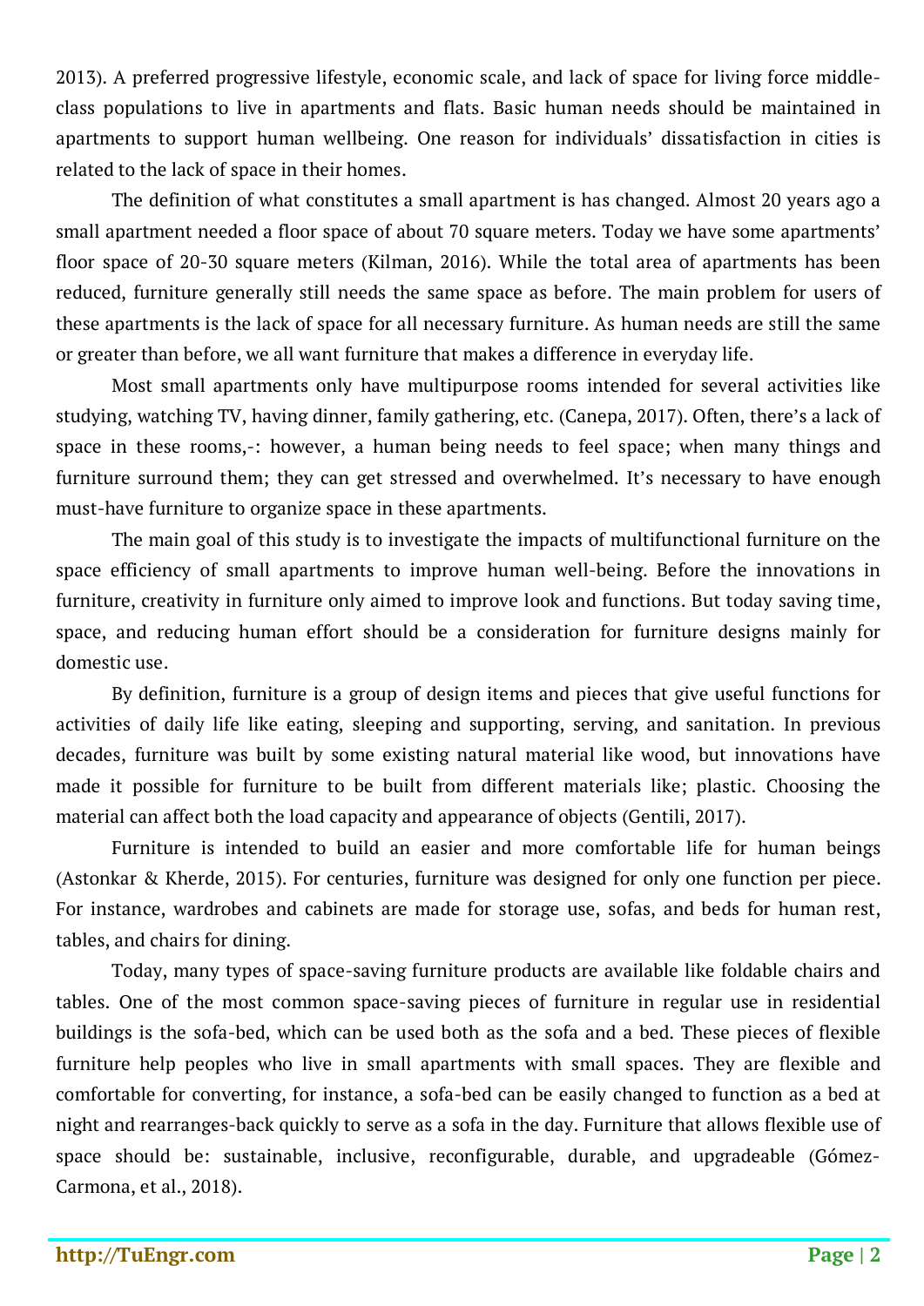2013). A preferred progressive lifestyle, economic scale, and lack of space for living force middle-class populations to live in apartments and flats. Basic human needs should be maintained in apartments to support human wellbeing. One reason for individuals' dissatisfaction in cities is related to the lack of space in their homes.

The definition of what constitutes a small apartment is has changed. Almost 20 years ago a small apartment needed a floor space of about 70 square meters. Today we have some apartments' floor space of 20-30 square meters (Kilman, 2016). While the total area of apartments has been reduced, furniture generally still needs the same space as before. The main problem for users of these apartments is the lack of space for all necessary furniture. As human needs are still the same or greater than before, we all want furniture that makes a difference in everyday life.

Most small apartments only have multipurpose rooms intended for several activities like studying, watching TV, having dinner, family gathering, etc. (Canepa, 2017). Often, there's a lack of space in these rooms,-: however, a human being needs to feel space; when many things and furniture surround them; they can get stressed and overwhelmed. It's necessary to have enough must-have furniture to organize space in these apartments.

The main goal of this study is to investigate the impacts of multifunctional furniture on the space efficiency of small apartments to improve human well-being. Before the innovations in furniture, creativity in furniture only aimed to improve look and functions. But today saving time, space, and reducing human effort should be a consideration for furniture designs mainly for domestic use.

By definition, furniture is a group of design items and pieces that give useful functions for activities of daily life like eating, sleeping and supporting, serving, and sanitation. In previous decades, furniture was built by some existing natural material like wood, but innovations have made it possible for furniture to be built from different materials like; plastic. Choosing the material can affect both the load capacity and appearance of objects (Gentili, 2017).

Furniture is intended to build an easier and more comfortable life for human beings (Astonkar & Kherde, 2015). For centuries, furniture was designed for only one function per piece. For instance, wardrobes and cabinets are made for storage use, sofas, and beds for human rest, tables, and chairs for dining.

Today, many types of space-saving furniture products are available like foldable chairs and tables. One of the most common space-saving pieces of furniture in regular use in residential buildings is the sofa-bed, which can be used both as the sofa and a bed. These pieces of flexible furniture help peoples who live in small apartments with small spaces. They are flexible and comfortable for converting, for instance, a sofa-bed can be easily changed to function as a bed at night and rearranges-back quickly to serve as a sofa in the day. Furniture that allows flexible use of space should be: sustainable, inclusive, reconfigurable, durable, and upgradeable (Gómez-Carmona, et al., 2018).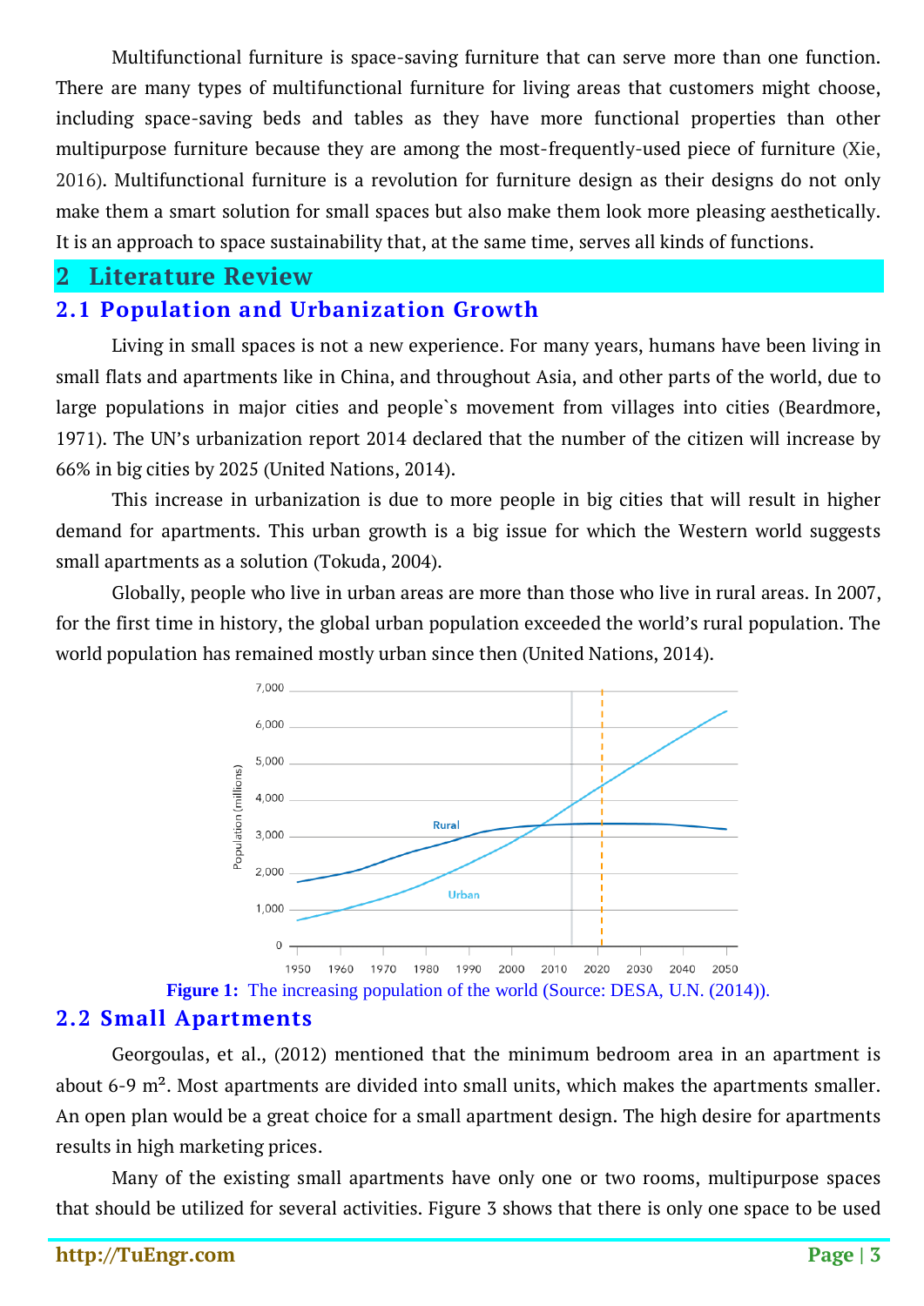Multifunctional furniture is space-saving furniture that can serve more than one function. There are many types of multifunctional furniture for living areas that customers might choose, including space-saving beds and tables as they have more functional properties than other multipurpose furniture because they are among the most-frequently-used piece of furniture (Xie, 2016). Multifunctional furniture is a revolution for furniture design as their designs do not only make them a smart solution for small spaces but also make them look more pleasing aesthetically. It is an approach to space sustainability that, at the same time, serves all kinds of functions.

# 2 Literature Review

## 2.1 Population and Urbanization Growth

Living in small spaces is not a new experience. For many years, humans have been living in small flats and apartments like in China, and throughout Asia, and other parts of the world, due to large populations in major cities and people`s movement from villages into cities (Beardmore, 1971). The UN's urbanization report 2014 declared that the number of the citizen will increase by 66% in big cities by 2025 (United Nations, 2014).

This increase in urbanization is due to more people in big cities that will result in higher demand for apartments. This urban growth is a big issue for which the Western world suggests small apartments as a solution (Tokuda, 2004).

Globally, people who live in urban areas are more than those who live in rural areas. In 2007, for the first time in history, the global urban population exceeded the world's rural population. The world population has remained mostly urban since then (United Nations, 2014).

**Figure 1:** The increasing population of the world (Source: DESA, U.N. (2014)).

## 2.2 Small Apartments

Georgoulas, et al., (2012) mentioned that the minimum bedroom area in an apartment is about 6-9 m². Most apartments are divided into small units, which makes the apartments smaller. An open plan would be a great choice for a small apartment design. The high desire for apartments results in high marketing prices.

Many of the existing small apartments have only one or two rooms, multipurpose spaces that should be utilized for several activities. Figure 3 shows that there is only one space to be used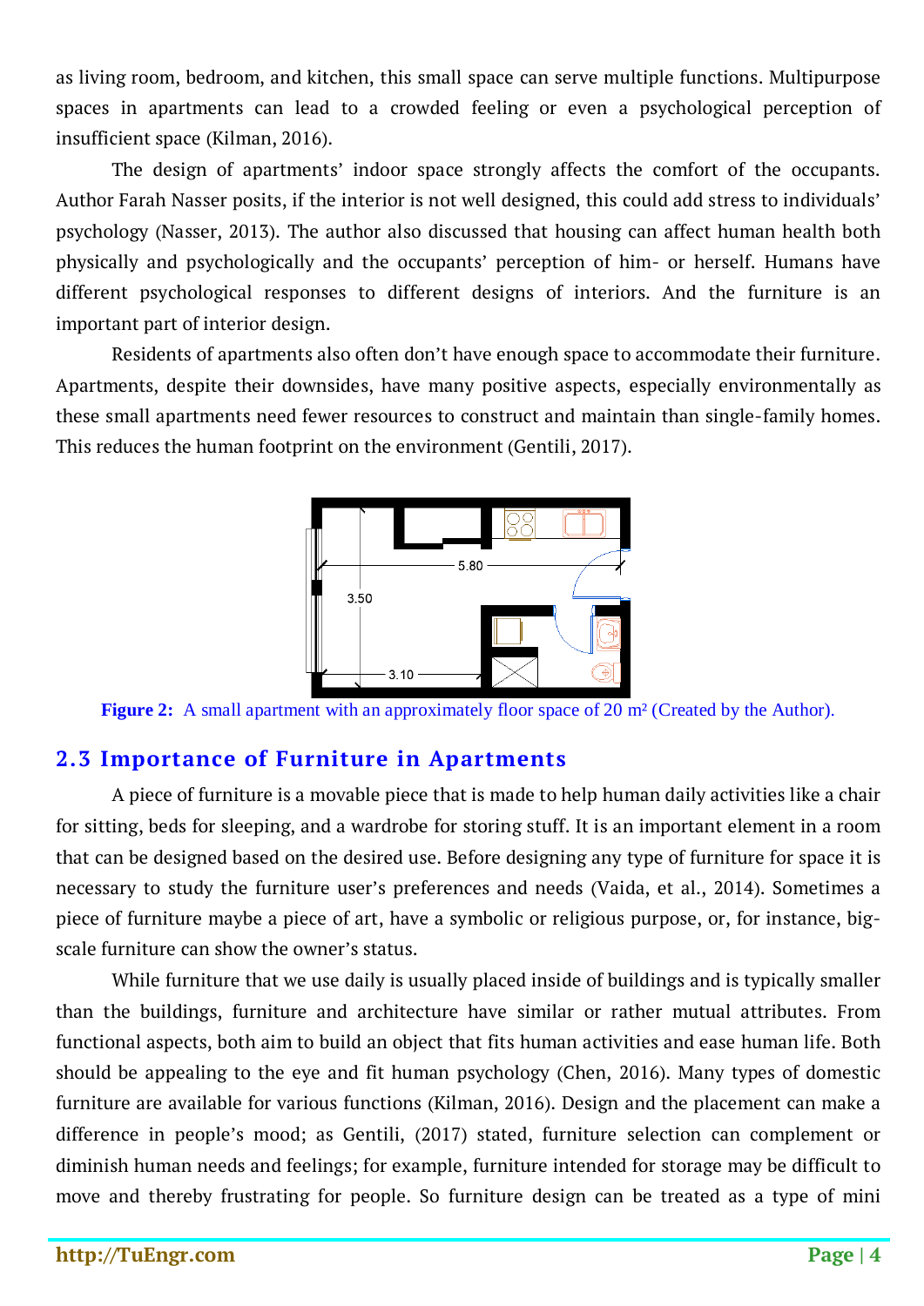as living room, bedroom, and kitchen, this small space can serve multiple functions. Multipurpose spaces in apartments can lead to a crowded feeling or even a psychological perception of insufficient space (Kilman, 2016).

The design of apartments' indoor space strongly affects the comfort of the occupants. Author Farah Nasser posits, if the interior is not well designed, this could add stress to individuals' psychology (Nasser, 2013). The author also discussed that housing can affect human health both physically and psychologically and the occupants' perception of him- or herself. Humans have different psychological responses to different designs of interiors. And the furniture is an important part of interior design.

Residents of apartments also often don't have enough space to accommodate their furniture. Apartments, despite their downsides, have many positive aspects, especially environmentally as these small apartments need fewer resources to construct and maintain than single-family homes. This reduces the human footprint on the environment (Gentili, 2017).

**Figure 2:** A small apartment with an approximately floor space of 20 m² (Created by the Author).

## 2.3 Importance of Furniture in Apartments

A piece of furniture is a movable piece that is made to help human daily activities like a chair for sitting, beds for sleeping, and a wardrobe for storing stuff. It is an important element in a room that can be designed based on the desired use. Before designing any type of furniture for space it is necessary to study the furniture user's preferences and needs (Vaida, et al., 2014). Sometimes a piece of furniture maybe a piece of art, have a symbolic or religious purpose, or, for instance, big-scale furniture can show the owner's status.

While furniture that we use daily is usually placed inside of buildings and is typically smaller than the buildings, furniture and architecture have similar or rather mutual attributes. From functional aspects, both aim to build an object that fits human activities and ease human life. Both should be appealing to the eye and fit human psychology (Chen, 2016). Many types of domestic furniture are available for various functions (Kilman, 2016). Design and the placement can make a difference in people's mood; as Gentili, (2017) stated, furniture selection can complement or diminish human needs and feelings; for example, furniture intended for storage may be difficult to move and thereby frustrating for people. So furniture design can be treated as a type of mini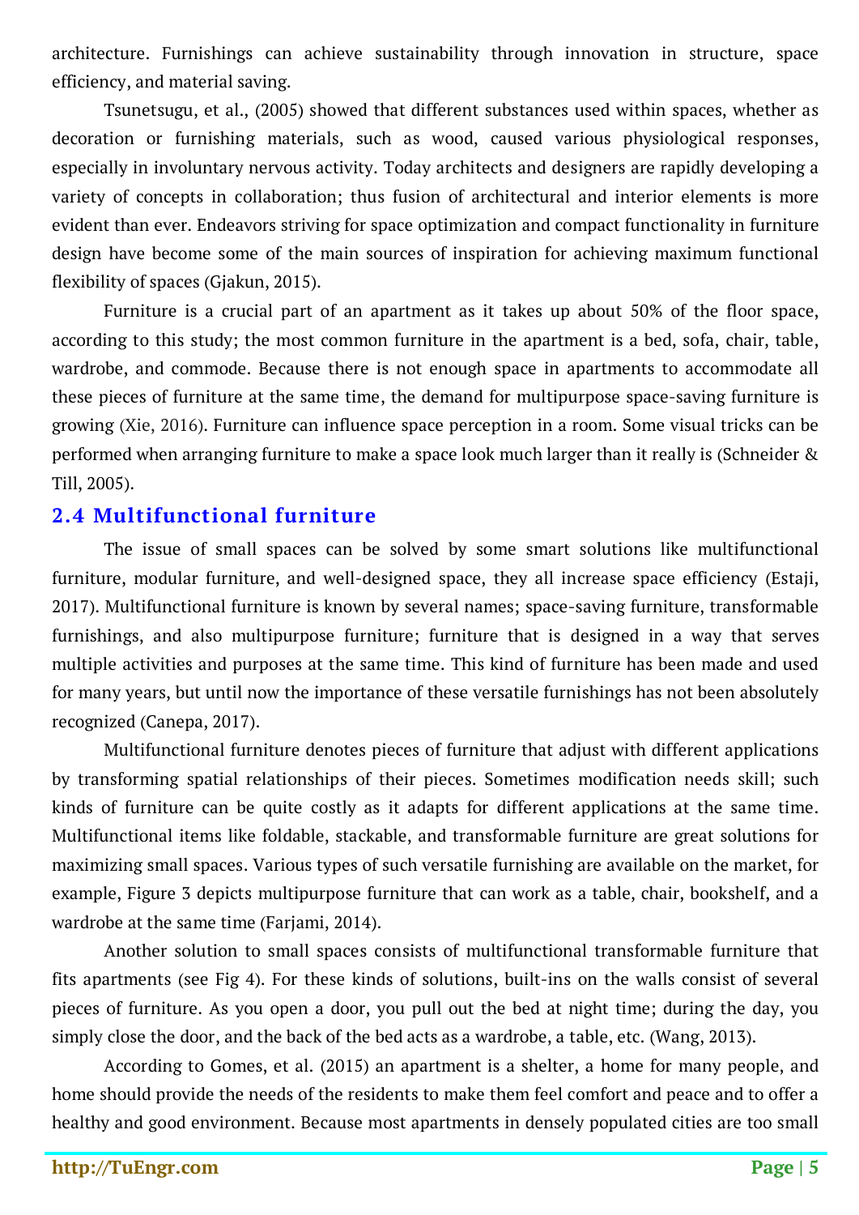architecture. Furnishings can achieve sustainability through innovation in structure, space efficiency, and material saving.

Tsunetsugu, et al., (2005) showed that different substances used within spaces, whether as decoration or furnishing materials, such as wood, caused various physiological responses, especially in involuntary nervous activity. Today architects and designers are rapidly developing a variety of concepts in collaboration; thus fusion of architectural and interior elements is more evident than ever. Endeavors striving for space optimization and compact functionality in furniture design have become some of the main sources of inspiration for achieving maximum functional flexibility of spaces (Gjakun, 2015).

Furniture is a crucial part of an apartment as it takes up about 50% of the floor space, according to this study; the most common furniture in the apartment is a bed, sofa, chair, table, wardrobe, and commode. Because there is not enough space in apartments to accommodate all these pieces of furniture at the same time, the demand for multipurpose space-saving furniture is growing (Xie, 2016). Furniture can influence space perception in a room. Some visual tricks can be performed when arranging furniture to make a space look much larger than it really is (Schneider & Till, 2005).

## 2.4 Multifunctional furniture

The issue of small spaces can be solved by some smart solutions like multifunctional furniture, modular furniture, and well-designed space, they all increase space efficiency (Estaji, 2017). Multifunctional furniture is known by several names; space-saving furniture, transformable furnishings, and also multipurpose furniture; furniture that is designed in a way that serves multiple activities and purposes at the same time. This kind of furniture has been made and used for many years, but until now the importance of these versatile furnishings has not been absolutely recognized (Canepa, 2017).

Multifunctional furniture denotes pieces of furniture that adjust with different applications by transforming spatial relationships of their pieces. Sometimes modification needs skill; such kinds of furniture can be quite costly as it adapts for different applications at the same time. Multifunctional items like foldable, stackable, and transformable furniture are great solutions for maximizing small spaces. Various types of such versatile furnishing are available on the market, for example, Figure 3 depicts multipurpose furniture that can work as a table, chair, bookshelf, and a wardrobe at the same time (Farjami, 2014).

Another solution to small spaces consists of multifunctional transformable furniture that fits apartments (see Fig 4). For these kinds of solutions, built-ins on the walls consist of several pieces of furniture. As you open a door, you pull out the bed at night time; during the day, you simply close the door, and the back of the bed acts as a wardrobe, a table, etc. (Wang, 2013).

According to Gomes, et al. (2015) an apartment is a shelter, a home for many people, and home should provide the needs of the residents to make them feel comfort and peace and to offer a healthy and good environment. Because most apartments in densely populated cities are too small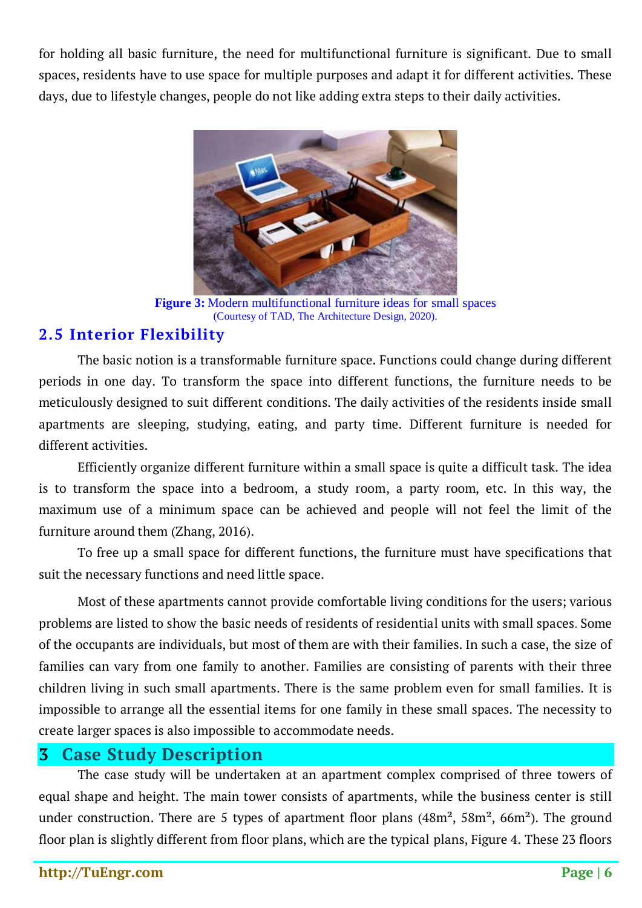for holding all basic furniture, the need for multifunctional furniture is significant. Due to small spaces, residents have to use space for multiple purposes and adapt it for different activities. These days, due to lifestyle changes, people do not like adding extra steps to their daily activities.

**Figure 3:** Modern multifunctional furniture ideas for small spaces
(Courtesy of TAD, The Architecture Design, 2020).

## 2.5 Interior Flexibility

The basic notion is a transformable furniture space. Functions could change during different periods in one day. To transform the space into different functions, the furniture needs to be meticulously designed to suit different conditions. The daily activities of the residents inside small apartments are sleeping, studying, eating, and party time. Different furniture is needed for different activities.

Efficiently organize different furniture within a small space is quite a difficult task. The idea is to transform the space into a bedroom, a study room, a party room, etc. In this way, the maximum use of a minimum space can be achieved and people will not feel the limit of the furniture around them (Zhang, 2016).

To free up a small space for different functions, the furniture must have specifications that suit the necessary functions and need little space.

Most of these apartments cannot provide comfortable living conditions for the users; various problems are listed to show the basic needs of residents of residential units with small spaces. Some of the occupants are individuals, but most of them are with their families. In such a case, the size of families can vary from one family to another. Families are consisting of parents with their three children living in such small apartments. There is the same problem even for small families. It is impossible to arrange all the essential items for one family in these small spaces. The necessity to create larger spaces is also impossible to accommodate needs.

# 3 Case Study Description

The case study will be undertaken at an apartment complex comprised of three towers of equal shape and height. The main tower consists of apartments, while the business center is still under construction. There are 5 types of apartment floor plans (48m², 58m², 66m²). The ground floor plan is slightly different from floor plans, which are the typical plans, Figure 4. These 23 floors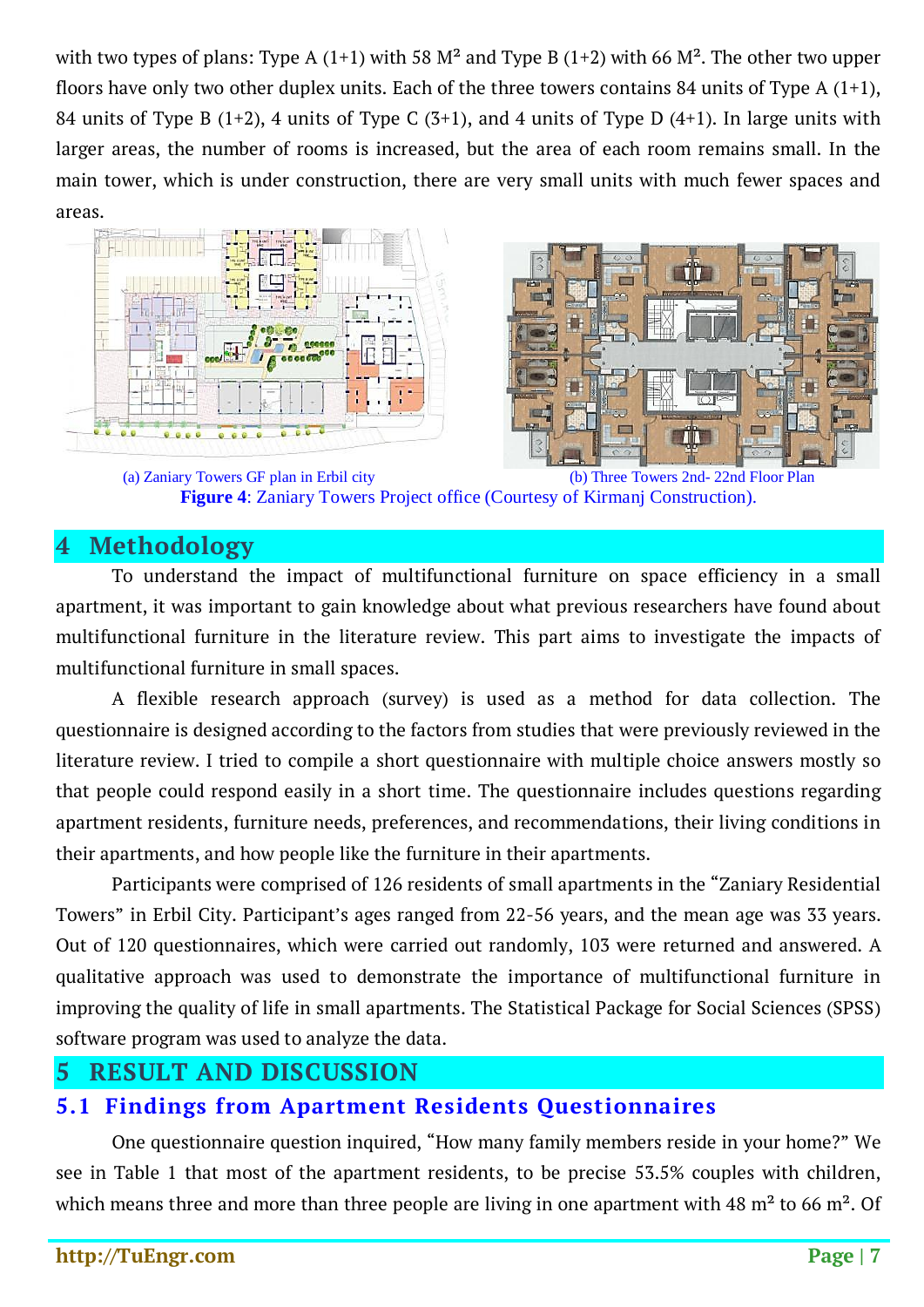with two types of plans: Type A (1+1) with 58 M² and Type B (1+2) with 66 M². The other two upper floors have only two other duplex units. Each of the three towers contains 84 units of Type A (1+1), 84 units of Type B (1+2), 4 units of Type C (3+1), and 4 units of Type D (4+1). In large units with larger areas, the number of rooms is increased, but the area of each room remains small. In the main tower, which is under construction, there are very small units with much fewer spaces and areas.

(a) Zaniary Towers GF plan in Erbil city

(b) Three Towers 2nd- 22nd Floor Plan

**Figure 4**: Zaniary Towers Project office (Courtesy of Kirmanj Construction).

# 4 Methodology

To understand the impact of multifunctional furniture on space efficiency in a small apartment, it was important to gain knowledge about what previous researchers have found about multifunctional furniture in the literature review. This part aims to investigate the impacts of multifunctional furniture in small spaces.

A flexible research approach (survey) is used as a method for data collection. The questionnaire is designed according to the factors from studies that were previously reviewed in the literature review. I tried to compile a short questionnaire with multiple choice answers mostly so that people could respond easily in a short time. The questionnaire includes questions regarding apartment residents, furniture needs, preferences, and recommendations, their living conditions in their apartments, and how people like the furniture in their apartments.

Participants were comprised of 126 residents of small apartments in the "Zaniary Residential Towers" in Erbil City. Participant's ages ranged from 22-56 years, and the mean age was 33 years. Out of 120 questionnaires, which were carried out randomly, 103 were returned and answered. A qualitative approach was used to demonstrate the importance of multifunctional furniture in improving the quality of life in small apartments. The Statistical Package for Social Sciences (SPSS) software program was used to analyze the data.

# 5 RESULT AND DISCUSSION

## 5.1 Findings from Apartment Residents Questionnaires

One questionnaire question inquired, "How many family members reside in your home?" We see in Table 1 that most of the apartment residents, to be precise 53.5% couples with children, which means three and more than three people are living in one apartment with 48 m² to 66 m². Of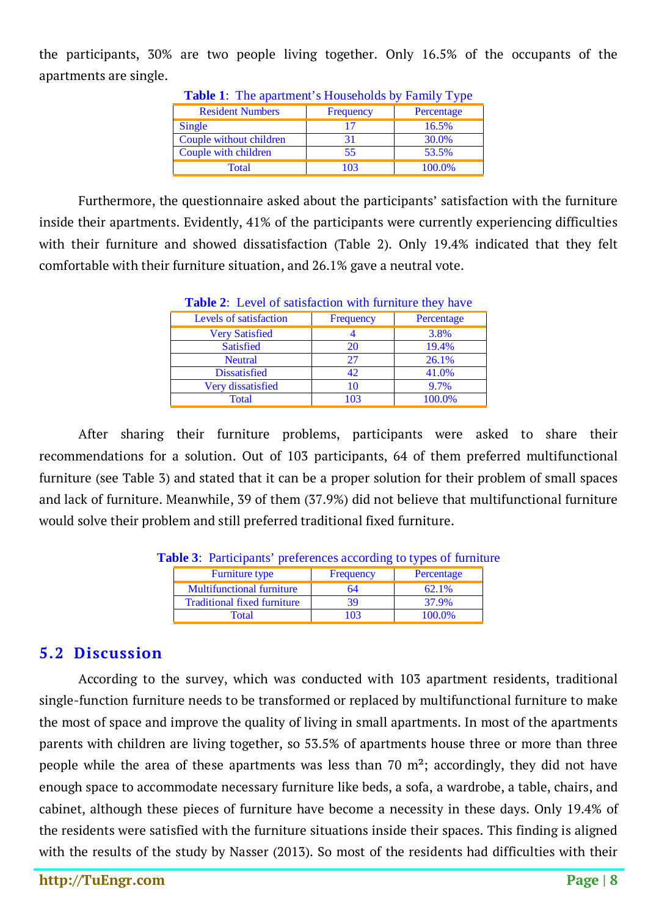the participants, 30% are two people living together. Only 16.5% of the occupants of the apartments are single.

**Table 1**: The apartment's Households by Family Type

| Resident Numbers | Frequency | Percentage |
|---|---|---|
| Single | 17 | 16.5% |
| Couple without children | 31 | 30.0% |
| Couple with children | 55 | 53.5% |
| Total | 103 | 100.0% |

Furthermore, the questionnaire asked about the participants' satisfaction with the furniture inside their apartments. Evidently, 41% of the participants were currently experiencing difficulties with their furniture and showed dissatisfaction (Table 2). Only 19.4% indicated that they felt comfortable with their furniture situation, and 26.1% gave a neutral vote.

**Table 2**: Level of satisfaction with furniture they have

| Levels of satisfaction | Frequency | Percentage |
|---|---|---|
| Very Satisfied | 4 | 3.8% |
| Satisfied | 20 | 19.4% |
| Neutral | 27 | 26.1% |
| Dissatisfied | 42 | 41.0% |
| Very dissatisfied | 10 | 9.7% |
| Total | 103 | 100.0% |

After sharing their furniture problems, participants were asked to share their recommendations for a solution. Out of 103 participants, 64 of them preferred multifunctional furniture (see Table 3) and stated that it can be a proper solution for their problem of small spaces and lack of furniture. Meanwhile, 39 of them (37.9%) did not believe that multifunctional furniture would solve their problem and still preferred traditional fixed furniture.

**Table 3**: Participants' preferences according to types of furniture

| Furniture type | Frequency | Percentage |
|---|---|---|
| Multifunctional furniture | 64 | 62.1% |
| Traditional fixed furniture | 39 | 37.9% |
| Total | 103 | 100.0% |

## 5.2 Discussion

According to the survey, which was conducted with 103 apartment residents, traditional single-function furniture needs to be transformed or replaced by multifunctional furniture to make the most of space and improve the quality of living in small apartments. In most of the apartments parents with children are living together, so 53.5% of apartments house three or more than three people while the area of these apartments was less than 70 m²; accordingly, they did not have enough space to accommodate necessary furniture like beds, a sofa, a wardrobe, a table, chairs, and cabinet, although these pieces of furniture have become a necessity in these days. Only 19.4% of the residents were satisfied with the furniture situations inside their spaces. This finding is aligned with the results of the study by Nasser (2013). So most of the residents had difficulties with their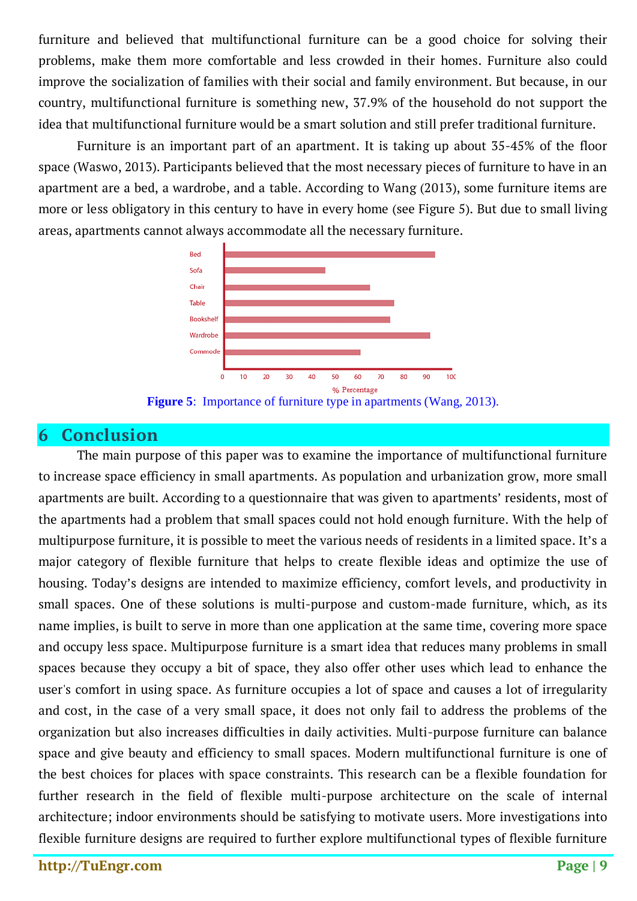furniture and believed that multifunctional furniture can be a good choice for solving their problems, make them more comfortable and less crowded in their homes. Furniture also could improve the socialization of families with their social and family environment. But because, in our country, multifunctional furniture is something new, 37.9% of the household do not support the idea that multifunctional furniture would be a smart solution and still prefer traditional furniture.

Furniture is an important part of an apartment. It is taking up about 35-45% of the floor space (Waswo, 2013). Participants believed that the most necessary pieces of furniture to have in an apartment are a bed, a wardrobe, and a table. According to Wang (2013), some furniture items are more or less obligatory in this century to have in every home (see Figure 5). But due to small living areas, apartments cannot always accommodate all the necessary furniture.

**Figure 5**: Importance of furniture type in apartments (Wang, 2013).

## 6 Conclusion

The main purpose of this paper was to examine the importance of multifunctional furniture to increase space efficiency in small apartments. As population and urbanization grow, more small apartments are built. According to a questionnaire that was given to apartments' residents, most of the apartments had a problem that small spaces could not hold enough furniture. With the help of multipurpose furniture, it is possible to meet the various needs of residents in a limited space. It's a major category of flexible furniture that helps to create flexible ideas and optimize the use of housing. Today's designs are intended to maximize efficiency, comfort levels, and productivity in small spaces. One of these solutions is multi-purpose and custom-made furniture, which, as its name implies, is built to serve in more than one application at the same time, covering more space and occupy less space. Multipurpose furniture is a smart idea that reduces many problems in small spaces because they occupy a bit of space, they also offer other uses which lead to enhance the user's comfort in using space. As furniture occupies a lot of space and causes a lot of irregularity and cost, in the case of a very small space, it does not only fail to address the problems of the organization but also increases difficulties in daily activities. Multi-purpose furniture can balance space and give beauty and efficiency to small spaces. Modern multifunctional furniture is one of the best choices for places with space constraints. This research can be a flexible foundation for further research in the field of flexible multi-purpose architecture on the scale of internal architecture; indoor environments should be satisfying to motivate users. More investigations into flexible furniture designs are required to further explore multifunctional types of flexible furniture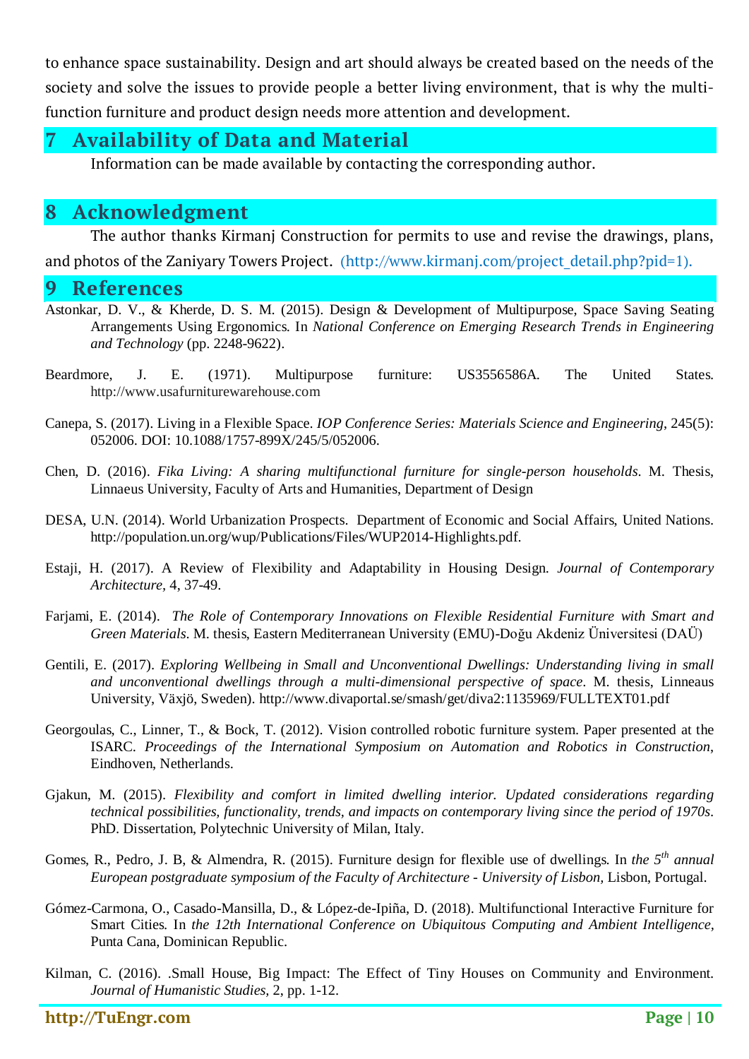to enhance space sustainability. Design and art should always be created based on the needs of the society and solve the issues to provide people a better living environment, that is why the multi-function furniture and product design needs more attention and development.

## 7 Availability of Data and Material

Information can be made available by contacting the corresponding author.

## 8 Acknowledgment

The author thanks Kirmanj Construction for permits to use and revise the drawings, plans, and photos of the Zaniyary Towers Project. (http://www.kirmanj.com/project_detail.php?pid=1).

## 9 References

Astonkar, D. V., & Kherde, D. S. M. (2015). Design & Development of Multipurpose, Space Saving Seating Arrangements Using Ergonomics. In *National Conference on Emerging Research Trends in Engineering and Technology* (pp. 2248-9622).

Beardmore, J. E. (1971). Multipurpose furniture: US3556586A. The United States. http://www.usafurniturewarehouse.com

Canepa, S. (2017). Living in a Flexible Space. *IOP Conference Series: Materials Science and Engineering*, 245(5): 052006. DOI: 10.1088/1757-899X/245/5/052006.

Chen, D. (2016). *Fika Living: A sharing multifunctional furniture for single-person households*. M. Thesis, Linnaeus University, Faculty of Arts and Humanities, Department of Design

DESA, U.N. (2014). World Urbanization Prospects. Department of Economic and Social Affairs, United Nations. http://population.un.org/wup/Publications/Files/WUP2014-Highlights.pdf.

Estaji, H. (2017). A Review of Flexibility and Adaptability in Housing Design. *Journal of Contemporary Architecture*, 4, 37-49.

Farjami, E. (2014). *The Role of Contemporary Innovations on Flexible Residential Furniture with Smart and Green Materials*. M. thesis, Eastern Mediterranean University (EMU)-Doğu Akdeniz Üniversitesi (DAÜ)

Gentili, E. (2017). *Exploring Wellbeing in Small and Unconventional Dwellings: Understanding living in small and unconventional dwellings through a multi-dimensional perspective of space*. M. thesis, Linneaus University, Växjö, Sweden). http://www.divaportal.se/smash/get/diva2:1135969/FULLTEXT01.pdf

Georgoulas, C., Linner, T., & Bock, T. (2012). Vision controlled robotic furniture system. Paper presented at the ISARC. *Proceedings of the International Symposium on Automation and Robotics in Construction*, Eindhoven, Netherlands.

Gjakun, M. (2015). *Flexibility and comfort in limited dwelling interior. Updated considerations regarding technical possibilities, functionality, trends, and impacts on contemporary living since the period of 1970s*. PhD. Dissertation, Polytechnic University of Milan, Italy.

Gomes, R., Pedro, J. B, & Almendra, R. (2015). Furniture design for flexible use of dwellings. In *the 5th annual European postgraduate symposium of the Faculty of Architecture - University of Lisbon*, Lisbon, Portugal.

Gómez-Carmona, O., Casado-Mansilla, D., & López-de-Ipiña, D. (2018). Multifunctional Interactive Furniture for Smart Cities. In *the 12th International Conference on Ubiquitous Computing and Ambient Intelligence*, Punta Cana, Dominican Republic.

Kilman, C. (2016). .Small House, Big Impact: The Effect of Tiny Houses on Community and Environment. *Journal of Humanistic Studies*, 2, pp. 1-12.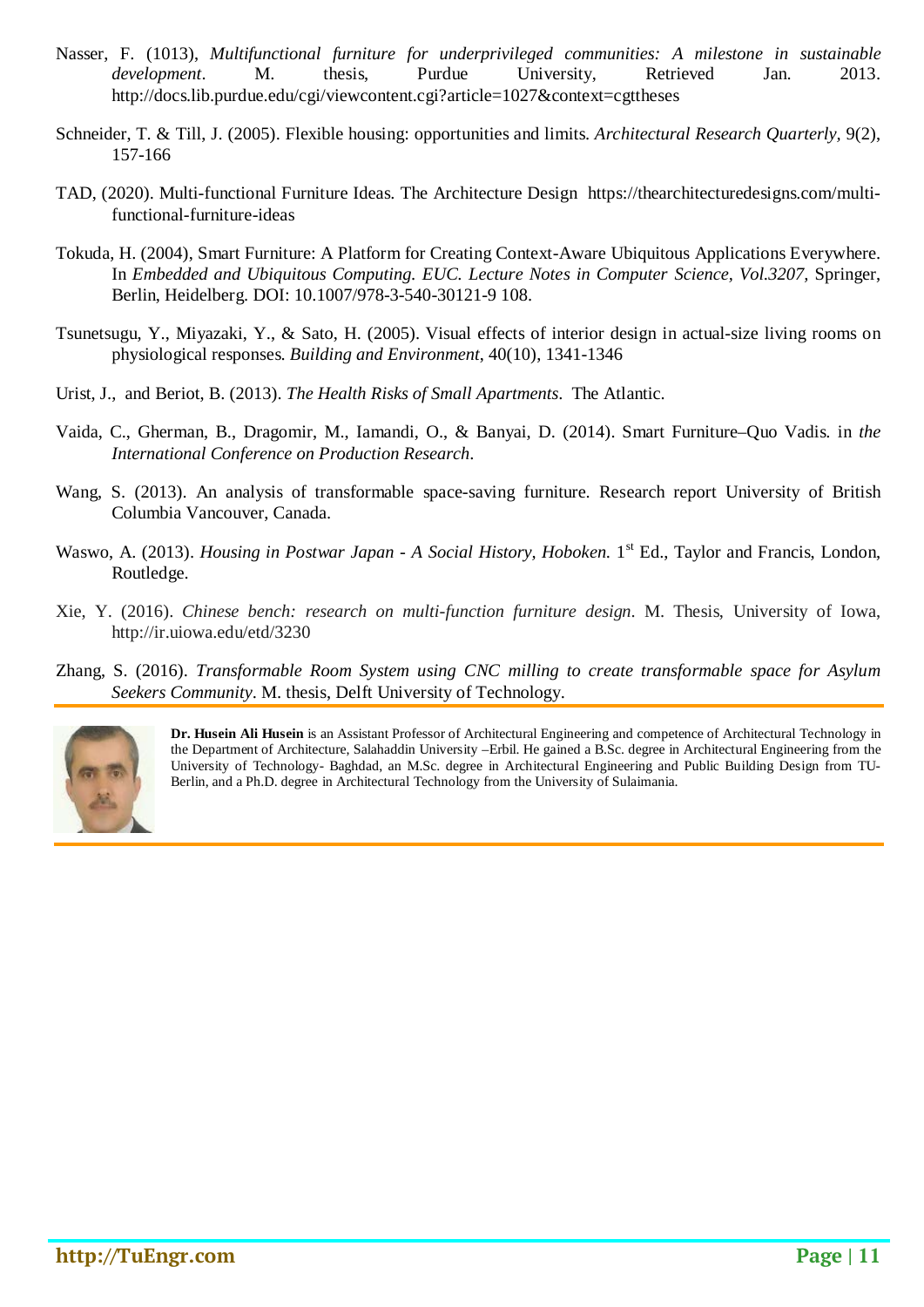Nasser, F. (1013), *Multifunctional furniture for underprivileged communities: A milestone in sustainable development*. M. thesis, Purdue University, Retrieved Jan. 2013. http://docs.lib.purdue.edu/cgi/viewcontent.cgi?article=1027&context=cgttheses

Schneider, T. & Till, J. (2005). Flexible housing: opportunities and limits. *Architectural Research Quarterly*, 9(2), 157-166

TAD, (2020). Multi-functional Furniture Ideas. The Architecture Design https://thearchitecturedesigns.com/multi-functional-furniture-ideas

Tokuda, H. (2004), Smart Furniture: A Platform for Creating Context-Aware Ubiquitous Applications Everywhere. In *Embedded and Ubiquitous Computing. EUC. Lecture Notes in Computer Science, Vol.3207*, Springer, Berlin, Heidelberg. DOI: 10.1007/978-3-540-30121-9 108.

Tsunetsugu, Y., Miyazaki, Y., & Sato, H. (2005). Visual effects of interior design in actual-size living rooms on physiological responses. *Building and Environment*, 40(10), 1341-1346

Urist, J., and Beriot, B. (2013). *The Health Risks of Small Apartments*. The Atlantic.

Vaida, C., Gherman, B., Dragomir, M., Iamandi, O., & Banyai, D. (2014). Smart Furniture–Quo Vadis. in *the International Conference on Production Research*.

Wang, S. (2013). An analysis of transformable space-saving furniture. Research report University of British Columbia Vancouver, Canada.

Waswo, A. (2013). *Housing in Postwar Japan - A Social History, Hoboken.* 1st Ed., Taylor and Francis, London, Routledge.

Xie, Y. (2016). *Chinese bench: research on multi-function furniture design*. M. Thesis, University of Iowa, http://ir.uiowa.edu/etd/3230

Zhang, S. (2016). *Transformable Room System using CNC milling to create transformable space for Asylum Seekers Community*. M. thesis, Delft University of Technology.

---

**Dr. Husein Ali Husein** is an Assistant Professor of Architectural Engineering and competence of Architectural Technology in the Department of Architecture, Salahaddin University –Erbil. He gained a B.Sc. degree in Architectural Engineering from the University of Technology- Baghdad, an M.Sc. degree in Architectural Engineering and Public Building Design from TU-Berlin, and a Ph.D. degree in Architectural Technology from the University of Sulaimania.